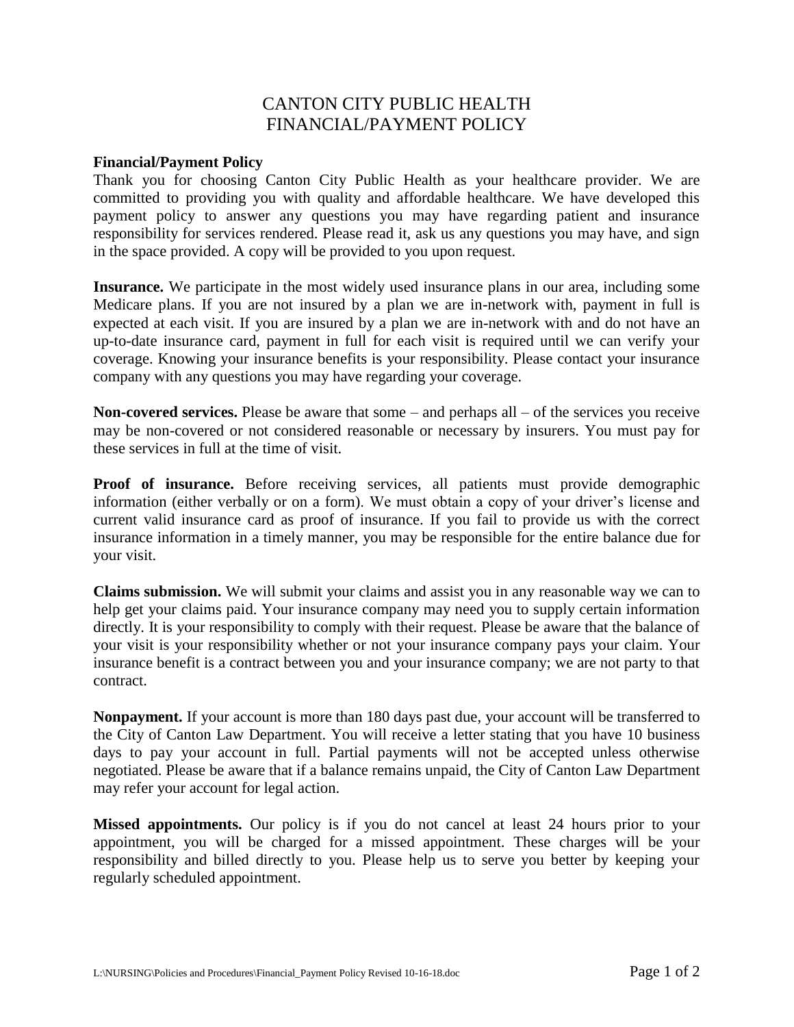# CANTON CITY PUBLIC HEALTH
# FINANCIAL/PAYMENT POLICY

**Financial/Payment Policy**
Thank you for choosing Canton City Public Health as your healthcare provider. We are committed to providing you with quality and affordable healthcare. We have developed this payment policy to answer any questions you may have regarding patient and insurance responsibility for services rendered. Please read it, ask us any questions you may have, and sign in the space provided. A copy will be provided to you upon request.

**Insurance.** We participate in the most widely used insurance plans in our area, including some Medicare plans. If you are not insured by a plan we are in-network with, payment in full is expected at each visit. If you are insured by a plan we are in-network with and do not have an up-to-date insurance card, payment in full for each visit is required until we can verify your coverage. Knowing your insurance benefits is your responsibility. Please contact your insurance company with any questions you may have regarding your coverage.

**Non-covered services.** Please be aware that some – and perhaps all – of the services you receive may be non-covered or not considered reasonable or necessary by insurers. You must pay for these services in full at the time of visit.

**Proof of insurance.** Before receiving services, all patients must provide demographic information (either verbally or on a form). We must obtain a copy of your driver's license and current valid insurance card as proof of insurance. If you fail to provide us with the correct insurance information in a timely manner, you may be responsible for the entire balance due for your visit.

**Claims submission.** We will submit your claims and assist you in any reasonable way we can to help get your claims paid. Your insurance company may need you to supply certain information directly. It is your responsibility to comply with their request. Please be aware that the balance of your visit is your responsibility whether or not your insurance company pays your claim. Your insurance benefit is a contract between you and your insurance company; we are not party to that contract.

**Nonpayment.** If your account is more than 180 days past due, your account will be transferred to the City of Canton Law Department. You will receive a letter stating that you have 10 business days to pay your account in full. Partial payments will not be accepted unless otherwise negotiated. Please be aware that if a balance remains unpaid, the City of Canton Law Department may refer your account for legal action.

**Missed appointments.** Our policy is if you do not cancel at least 24 hours prior to your appointment, you will be charged for a missed appointment. These charges will be your responsibility and billed directly to you. Please help us to serve you better by keeping your regularly scheduled appointment.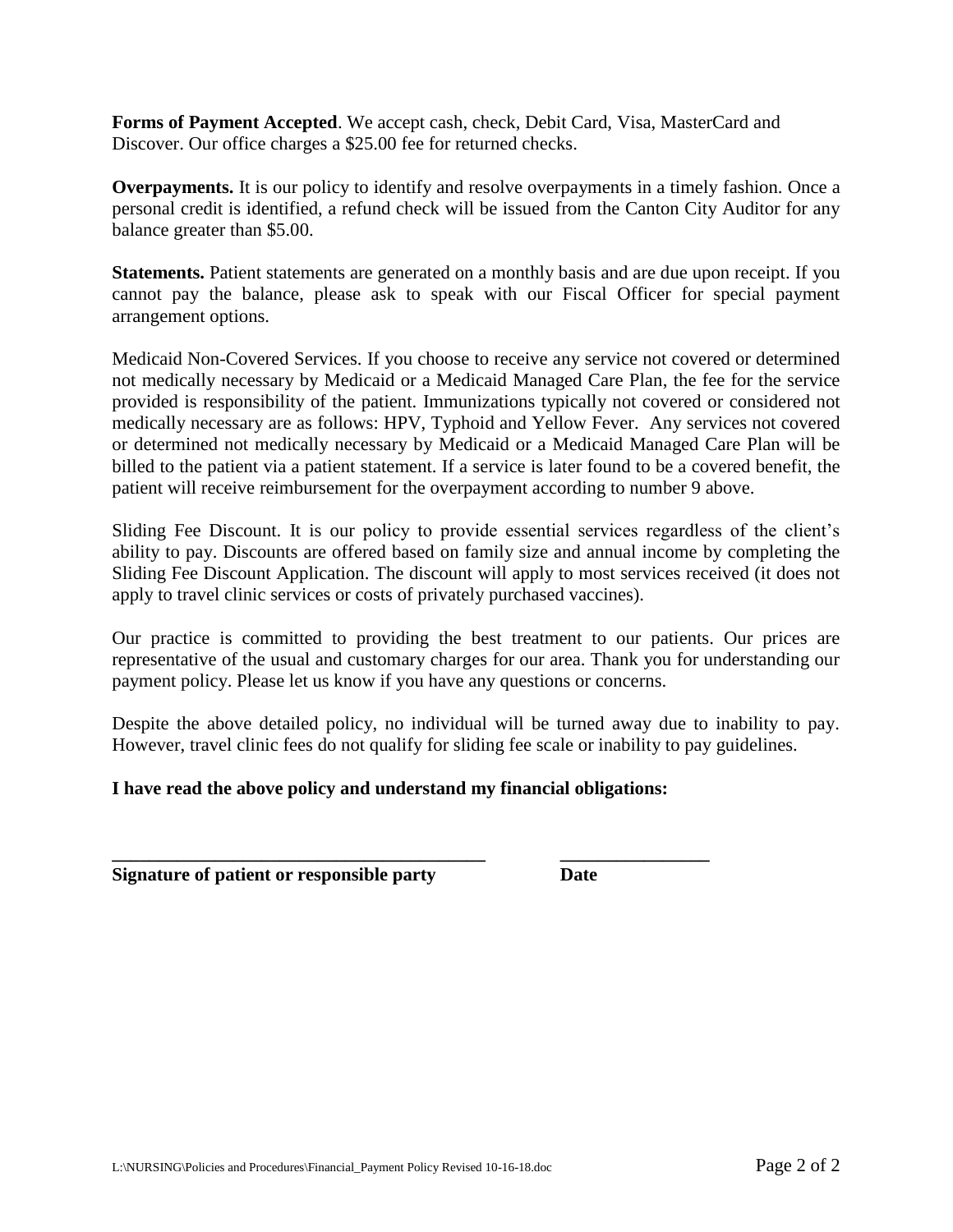**Forms of Payment Accepted**. We accept cash, check, Debit Card, Visa, MasterCard and Discover. Our office charges a $25.00 fee for returned checks.

**Overpayments.** It is our policy to identify and resolve overpayments in a timely fashion. Once a personal credit is identified, a refund check will be issued from the Canton City Auditor for any balance greater than $5.00.

**Statements.** Patient statements are generated on a monthly basis and are due upon receipt. If you cannot pay the balance, please ask to speak with our Fiscal Officer for special payment arrangement options.

Medicaid Non-Covered Services. If you choose to receive any service not covered or determined not medically necessary by Medicaid or a Medicaid Managed Care Plan, the fee for the service provided is responsibility of the patient. Immunizations typically not covered or considered not medically necessary are as follows: HPV, Typhoid and Yellow Fever. Any services not covered or determined not medically necessary by Medicaid or a Medicaid Managed Care Plan will be billed to the patient via a patient statement. If a service is later found to be a covered benefit, the patient will receive reimbursement for the overpayment according to number 9 above.

Sliding Fee Discount. It is our policy to provide essential services regardless of the client's ability to pay. Discounts are offered based on family size and annual income by completing the Sliding Fee Discount Application. The discount will apply to most services received (it does not apply to travel clinic services or costs of privately purchased vaccines).

Our practice is committed to providing the best treatment to our patients. Our prices are representative of the usual and customary charges for our area. Thank you for understanding our payment policy. Please let us know if you have any questions or concerns.

Despite the above detailed policy, no individual will be turned away due to inability to pay. However, travel clinic fees do not qualify for sliding fee scale or inability to pay guidelines.

**I have read the above policy and understand my financial obligations:**

**\_\_\_\_\_\_\_\_\_\_\_\_\_\_\_\_\_\_\_\_\_\_\_\_\_\_\_\_\_\_\_\_\_\_\_\_\_\_\_\_** **\_\_\_\_\_\_\_\_\_\_\_\_\_\_\_\_**

**Signature of patient or responsible party** **Date**

L:\NURSING\Policies and Procedures\Financial_Payment Policy Revised 10-16-18.doc